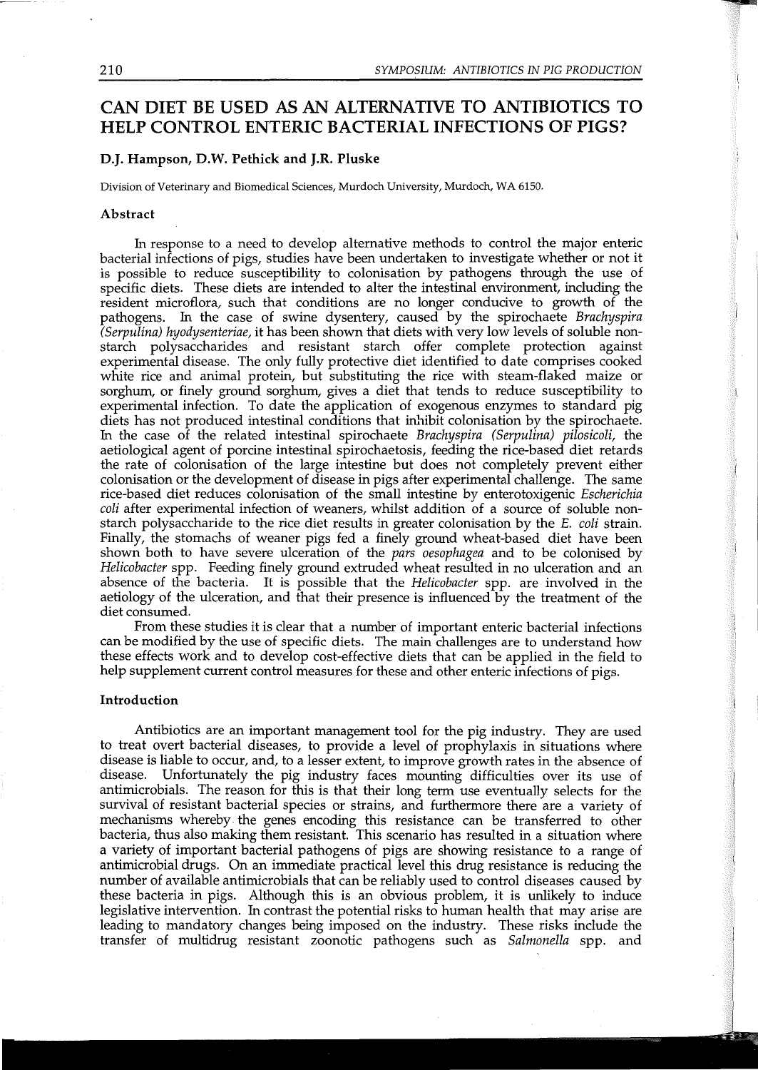# CAN DIET BE USED AS AN ALTERNATIVE TO ANTIBIOTICS TO HELP CONTROL ENTERIC BACTERIAL INFECTIONS OF PIGS?

**D.J. Hampson, D.W. Pethick and J.R. Pluske**

Division of Veterinary and Biomedical Sciences, Murdoch University, Murdoch, WA 6150.

## Abstract

In response to a need to develop alternative methods to control the major enteric bacterial infections of pigs, studies have been undertaken to investigate whether or not it is possible to reduce susceptibility to colonisation by pathogens through the use of specific diets. These diets are intended to alter the intestinal environment, including the resident microflora, such that conditions are no longer conducive to growth of the pathogens. In the case of swine dysentery, caused by the spirochaete *Brachyspira (Serpulina) hyodysenteriae*, it has been shown that diets with very low levels of soluble non-starch polysaccharides and resistant starch offer complete protection against experimental disease. The only fully protective diet identified to date comprises cooked white rice and animal protein, but substituting the rice with steam-flaked maize or sorghum, or finely ground sorghum, gives a diet that tends to reduce susceptibility to experimental infection. To date the application of exogenous enzymes to standard pig diets has not produced intestinal conditions that inhibit colonisation by the spirochaete. In the case of the related intestinal spirochaete *Brachyspira (Serpulina) pilosicoli*, the aetiological agent of porcine intestinal spirochaetosis, feeding the rice-based diet retards the rate of colonisation of the large intestine but does not completely prevent either colonisation or the development of disease in pigs after experimental challenge. The same rice-based diet reduces colonisation of the small intestine by enterotoxigenic *Escherichia coli* after experimental infection of weaners, whilst addition of a source of soluble non-starch polysaccharide to the rice diet results in greater colonisation by the *E. coli* strain. Finally, the stomachs of weaner pigs fed a finely ground wheat-based diet have been shown both to have severe ulceration of the *pars oesophagea* and to be colonised by *Helicobacter* spp. Feeding finely ground extruded wheat resulted in no ulceration and an absence of the bacteria. It is possible that the *Helicobacter* spp. are involved in the aetiology of the ulceration, and that their presence is influenced by the treatment of the diet consumed.

From these studies it is clear that a number of important enteric bacterial infections can be modified by the use of specific diets. The main challenges are to understand how these effects work and to develop cost-effective diets that can be applied in the field to help supplement current control measures for these and other enteric infections of pigs.

## Introduction

Antibiotics are an important management tool for the pig industry. They are used to treat overt bacterial diseases, to provide a level of prophylaxis in situations where disease is liable to occur, and, to a lesser extent, to improve growth rates in the absence of disease. Unfortunately the pig industry faces mounting difficulties over its use of antimicrobials. The reason for this is that their long term use eventually selects for the survival of resistant bacterial species or strains, and furthermore there are a variety of mechanisms whereby the genes encoding this resistance can be transferred to other bacteria, thus also making them resistant. This scenario has resulted in a situation where a variety of important bacterial pathogens of pigs are showing resistance to a range of antimicrobial drugs. On an immediate practical level this drug resistance is reducing the number of available antimicrobials that can be reliably used to control diseases caused by these bacteria in pigs. Although this is an obvious problem, it is unlikely to induce legislative intervention. In contrast the potential risks to human health that may arise are leading to mandatory changes being imposed on the industry. These risks include the transfer of multidrug resistant zoonotic pathogens such as *Salmonella* spp. and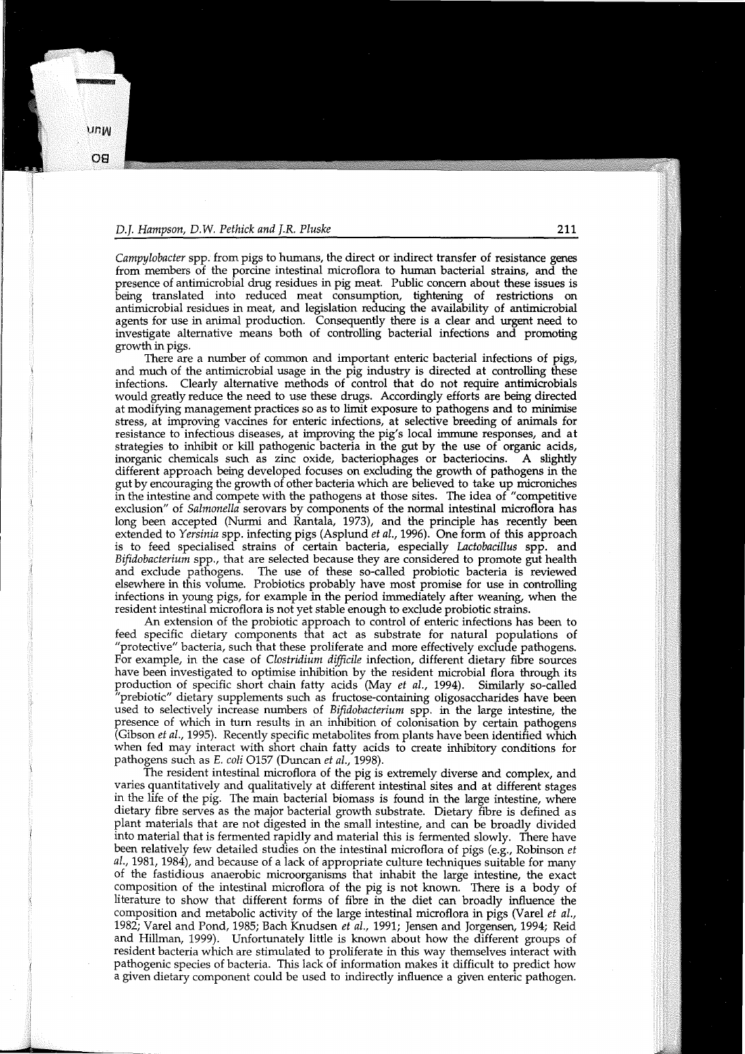*Campylobacter* spp. from pigs to humans, the direct or indirect transfer of resistance genes from members of the porcine intestinal microflora to human bacterial strains, and the presence of antimicrobial drug residues in pig meat. Public concern about these issues is being translated into reduced meat consumption, tightening of restrictions on antimicrobial residues in meat, and legislation reducing the availability of antimicrobial agents for use in animal production. Consequently there is a clear and urgent need to investigate alternative means both of controlling bacterial infections and promoting growth in pigs.

There are a number of common and important enteric bacterial infections of pigs, and much of the antimicrobial usage in the pig industry is directed at controlling these infections. Clearly alternative methods of control that do not require antimicrobials would greatly reduce the need to use these drugs. Accordingly efforts are being directed at modifying management practices so as to limit exposure to pathogens and to minimise stress, at improving vaccines for enteric infections, at selective breeding of animals for resistance to infectious diseases, at improving the pig's local immune responses, and at strategies to inhibit or kill pathogenic bacteria in the gut by the use of organic acids, inorganic chemicals such as zinc oxide, bacteriophages or bacteriocins. A slightly different approach being developed focuses on excluding the growth of pathogens in the gut by encouraging the growth of other bacteria which are believed to take up microniches in the intestine and compete with the pathogens at those sites. The idea of "competitive exclusion" of *Salmonella* serovars by components of the normal intestinal microflora has long been accepted (Nurmi and Rantala, 1973), and the principle has recently been extended to *Yersinia* spp. infecting pigs (Asplund *et al.*, 1996). One form of this approach is to feed specialised strains of certain bacteria, especially *Lactobacillus* spp. and *Bifidobacterium* spp., that are selected because they are considered to promote gut health and exclude pathogens. The use of these so-called probiotic bacteria is reviewed elsewhere in this volume. Probiotics probably have most promise for use in controlling infections in young pigs, for example in the period immediately after weaning, when the resident intestinal microflora is not yet stable enough to exclude probiotic strains.

An extension of the probiotic approach to control of enteric infections has been to feed specific dietary components that act as substrate for natural populations of "protective" bacteria, such that these proliferate and more effectively exclude pathogens. For example, in the case of *Clostridium difficile* infection, different dietary fibre sources have been investigated to optimise inhibition by the resident microbial flora through its production of specific short chain fatty acids (May *et al.*, 1994). Similarly so-called "prebiotic" dietary supplements such as fructose-containing oligosaccharides have been used to selectively increase numbers of *Bifidobacterium* spp. in the large intestine, the presence of which in turn results in an inhibition of colonisation by certain pathogens (Gibson *et al.*, 1995). Recently specific metabolites from plants have been identified which when fed may interact with short chain fatty acids to create inhibitory conditions for pathogens such as *E. coli* O157 (Duncan *et al.*, 1998).

The resident intestinal microflora of the pig is extremely diverse and complex, and varies quantitatively and qualitatively at different intestinal sites and at different stages in the life of the pig. The main bacterial biomass is found in the large intestine, where dietary fibre serves as the major bacterial growth substrate. Dietary fibre is defined as plant materials that are not digested in the small intestine, and can be broadly divided into material that is fermented rapidly and material this is fermented slowly. There have been relatively few detailed studies on the intestinal microflora of pigs (e.g., Robinson *et al.*, 1981, 1984), and because of a lack of appropriate culture techniques suitable for many of the fastidious anaerobic microorganisms that inhabit the large intestine, the exact composition of the intestinal microflora of the pig is not known. There is a body of literature to show that different forms of fibre in the diet can broadly influence the composition and metabolic activity of the large intestinal microflora in pigs (Varel *et al.*, 1982; Varel and Pond, 1985; Bach Knudsen *et al.*, 1991; Jensen and Jorgensen, 1994; Reid and Hillman, 1999). Unfortunately little is known about how the different groups of resident bacteria which are stimulated to proliferate in this way themselves interact with pathogenic species of bacteria. This lack of information makes it difficult to predict how a given dietary component could be used to indirectly influence a given enteric pathogen.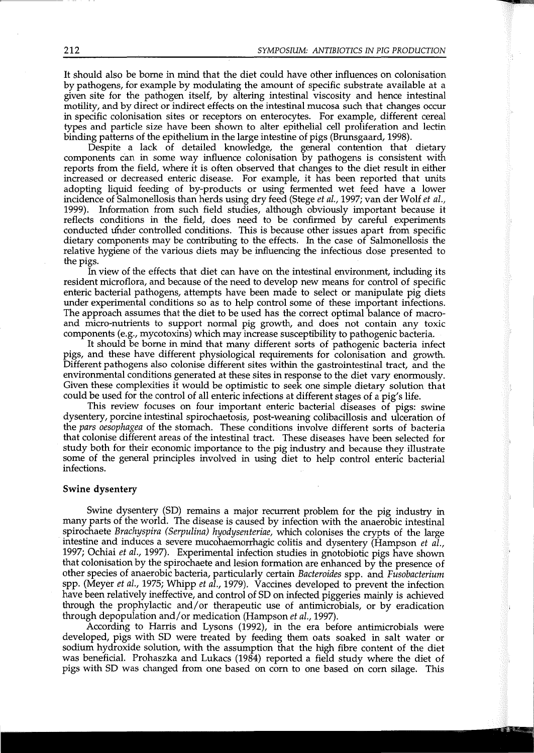It should also be borne in mind that the diet could have other influences on colonisation by pathogens, for example by modulating the amount of specific substrate available at a given site for the pathogen itself, by altering intestinal viscosity and hence intestinal motility, and by direct or indirect effects on the intestinal mucosa such that changes occur in specific colonisation sites or receptors on enterocytes. For example, different cereal types and particle size have been shown to alter epithelial cell proliferation and lectin binding patterns of the epithelium in the large intestine of pigs (Brunsgaard, 1998).

Despite a lack of detailed knowledge, the general contention that dietary components can in some way influence colonisation by pathogens is consistent with reports from the field, where it is often observed that changes to the diet result in either increased or decreased enteric disease. For example, it has been reported that units adopting liquid feeding of by-products or using fermented wet feed have a lower incidence of Salmonellosis than herds using dry feed (Stege *et al.*, 1997; van der Wolf *et al.*, 1999). Information from such field studies, although obviously important because it reflects conditions in the field, does need to be confirmed by careful experiments conducted under controlled conditions. This is because other issues apart from specific dietary components may be contributing to the effects. In the case of Salmonellosis the relative hygiene of the various diets may be influencing the infectious dose presented to the pigs.

In view of the effects that diet can have on the intestinal environment, including its resident microflora, and because of the need to develop new means for control of specific enteric bacterial pathogens, attempts have been made to select or manipulate pig diets under experimental conditions so as to help control some of these important infections. The approach assumes that the diet to be used has the correct optimal balance of macro- and micro-nutrients to support normal pig growth, and does not contain any toxic components (e.g., mycotoxins) which may increase susceptibility to pathogenic bacteria.

It should be borne in mind that many different sorts of pathogenic bacteria infect pigs, and these have different physiological requirements for colonisation and growth. Different pathogens also colonise different sites within the gastrointestinal tract, and the environmental conditions generated at these sites in response to the diet vary enormously. Given these complexities it would be optimistic to seek one simple dietary solution that could be used for the control of all enteric infections at different stages of a pig's life.

This review focuses on four important enteric bacterial diseases of pigs: swine dysentery, porcine intestinal spirochaetosis, post-weaning colibacillosis and ulceration of the *pars oesophagea* of the stomach. These conditions involve different sorts of bacteria that colonise different areas of the intestinal tract. These diseases have been selected for study both for their economic importance to the pig industry and because they illustrate some of the general principles involved in using diet to help control enteric bacterial infections.

### Swine dysentery

Swine dysentery (SD) remains a major recurrent problem for the pig industry in many parts of the world. The disease is caused by infection with the anaerobic intestinal spirochaete *Brachyspira (Serpulina) hyodysenteriae*, which colonises the crypts of the large intestine and induces a severe mucohaemorrhagic colitis and dysentery (Hampson *et al.*, 1997; Ochiai *et al.*, 1997). Experimental infection studies in gnotobiotic pigs have shown that colonisation by the spirochaete and lesion formation are enhanced by the presence of other species of anaerobic bacteria, particularly certain *Bacteroides* spp. and *Fusobacterium* spp. (Meyer *et al.*, 1975; Whipp *et al.*, 1979). Vaccines developed to prevent the infection have been relatively ineffective, and control of SD on infected piggeries mainly is achieved through the prophylactic and/or therapeutic use of antimicrobials, or by eradication through depopulation and/or medication (Hampson *et al.*, 1997).

According to Harris and Lysons (1992), in the era before antimicrobials were developed, pigs with SD were treated by feeding them oats soaked in salt water or sodium hydroxide solution, with the assumption that the high fibre content of the diet was beneficial. Prohaszka and Lukacs (1984) reported a field study where the diet of pigs with SD was changed from one based on corn to one based on corn silage. This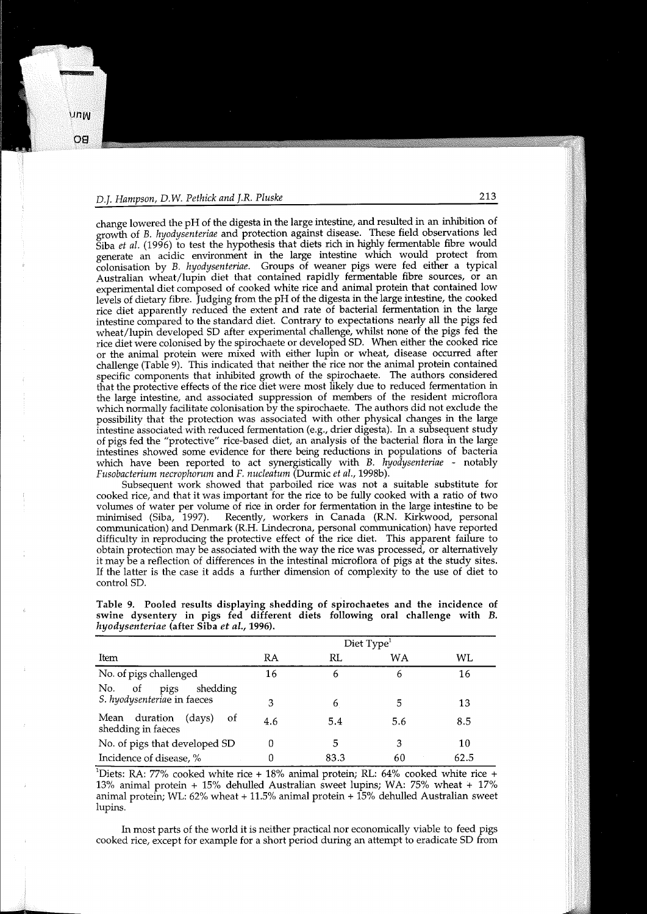change lowered the pH of the digesta in the large intestine, and resulted in an inhibition of growth of *B. hyodysenteriae* and protection against disease. These field observations led Siba *et al.* (1996) to test the hypothesis that diets rich in highly fermentable fibre would generate an acidic environment in the large intestine which would protect from colonisation by *B. hyodysenteriae*. Groups of weaner pigs were fed either a typical Australian wheat/lupin diet that contained rapidly fermentable fibre sources, or an experimental diet composed of cooked white rice and animal protein that contained low levels of dietary fibre. Judging from the pH of the digesta in the large intestine, the cooked rice diet apparently reduced the extent and rate of bacterial fermentation in the large intestine compared to the standard diet. Contrary to expectations nearly all the pigs fed wheat/lupin developed SD after experimental challenge, whilst none of the pigs fed the rice diet were colonised by the spirochaete or developed SD. When either the cooked rice or the animal protein were mixed with either lupin or wheat, disease occurred after challenge (Table 9). This indicated that neither the rice nor the animal protein contained specific components that inhibited growth of the spirochaete. The authors considered that the protective effects of the rice diet were most likely due to reduced fermentation in the large intestine, and associated suppression of members of the resident microflora which normally facilitate colonisation by the spirochaete. The authors did not exclude the possibility that the protection was associated with other physical changes in the large intestine associated with reduced fermentation (e.g., drier digesta). In a subsequent study of pigs fed the "protective" rice-based diet, an analysis of the bacterial flora in the large intestines showed some evidence for there being reductions in populations of bacteria which have been reported to act synergistically with *B. hyodysenteriae* - notably *Fusobacterium necrophorum* and *F. nucleatum* (Durmic *et al.*, 1998b).

Subsequent work showed that parboiled rice was not a suitable substitute for cooked rice, and that it was important for the rice to be fully cooked with a ratio of two volumes of water per volume of rice in order for fermentation in the large intestine to be minimised (Siba, 1997). Recently, workers in Canada (R.N. Kirkwood, personal communication) and Denmark (R.H. Lindecrona, personal communication) have reported difficulty in reproducing the protective effect of the rice diet. This apparent failure to obtain protection may be associated with the way the rice was processed, or alternatively it may be a reflection of differences in the intestinal microflora of pigs at the study sites. If the latter is the case it adds a further dimension of complexity to the use of diet to control SD.

**Table 9. Pooled results displaying shedding of spirochaetes and the incidence of swine dysentery in pigs fed different diets following oral challenge with *B. hyodysenteriae* (after Siba *et al.*, 1996).**

| Item | Diet Type[1] | | | |
|---|---|---|---|---|
| | RA | RL | WA | WL |
| No. of pigs challenged | 16 | 6 | 6 | 16 |
| No. of pigs shedding *S. hyodysenteriae* in faeces | 3 | 6 | 5 | 13 |
| Mean duration (days) of shedding in faeces | 4.6 | 5.4 | 5.6 | 8.5 |
| No. of pigs that developed SD | 0 | 5 | 3 | 10 |
| Incidence of disease, % | 0 | 83.3 | 60 | 62.5 |

[1]Diets: RA: 77% cooked white rice + 18% animal protein; RL: 64% cooked white rice + 13% animal protein + 15% dehulled Australian sweet lupins; WA: 75% wheat + 17% animal protein; WL: 62% wheat + 11.5% animal protein + 15% dehulled Australian sweet lupins.

In most parts of the world it is neither practical nor economically viable to feed pigs cooked rice, except for example for a short period during an attempt to eradicate SD from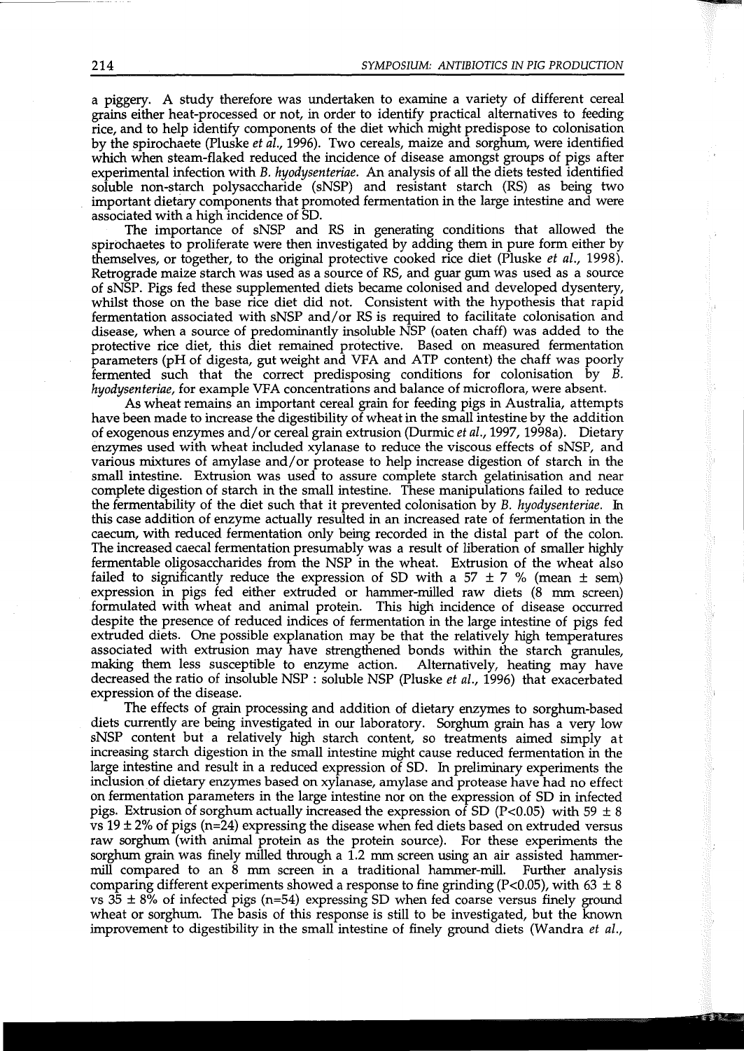a piggery. A study therefore was undertaken to examine a variety of different cereal grains either heat-processed or not, in order to identify practical alternatives to feeding rice, and to help identify components of the diet which might predispose to colonisation by the spirochaete (Pluske *et al.*, 1996). Two cereals, maize and sorghum, were identified which when steam-flaked reduced the incidence of disease amongst groups of pigs after experimental infection with *B. hyodysenteriae*. An analysis of all the diets tested identified soluble non-starch polysaccharide (sNSP) and resistant starch (RS) as being two important dietary components that promoted fermentation in the large intestine and were associated with a high incidence of SD.

The importance of sNSP and RS in generating conditions that allowed the spirochaetes to proliferate were then investigated by adding them in pure form either by themselves, or together, to the original protective cooked rice diet (Pluske *et al.*, 1998). Retrograde maize starch was used as a source of RS, and guar gum was used as a source of sNSP. Pigs fed these supplemented diets became colonised and developed dysentery, whilst those on the base rice diet did not. Consistent with the hypothesis that rapid fermentation associated with sNSP and/or RS is required to facilitate colonisation and disease, when a source of predominantly insoluble NSP (oaten chaff) was added to the protective rice diet, this diet remained protective. Based on measured fermentation parameters (pH of digesta, gut weight and VFA and ATP content) the chaff was poorly fermented such that the correct predisposing conditions for colonisation by *B. hyodysenteriae*, for example VFA concentrations and balance of microflora, were absent.

As wheat remains an important cereal grain for feeding pigs in Australia, attempts have been made to increase the digestibility of wheat in the small intestine by the addition of exogenous enzymes and/or cereal grain extrusion (Durmic *et al.*, 1997, 1998a). Dietary enzymes used with wheat included xylanase to reduce the viscous effects of sNSP, and various mixtures of amylase and/or protease to help increase digestion of starch in the small intestine. Extrusion was used to assure complete starch gelatinisation and near complete digestion of starch in the small intestine. These manipulations failed to reduce the fermentability of the diet such that it prevented colonisation by *B. hyodysenteriae*. In this case addition of enzyme actually resulted in an increased rate of fermentation in the caecum, with reduced fermentation only being recorded in the distal part of the colon. The increased caecal fermentation presumably was a result of liberation of smaller highly fermentable oligosaccharides from the NSP in the wheat. Extrusion of the wheat also failed to significantly reduce the expression of SD with a 57 ± 7 % (mean ± sem) expression in pigs fed either extruded or hammer-milled raw diets (8 mm screen) formulated with wheat and animal protein. This high incidence of disease occurred despite the presence of reduced indices of fermentation in the large intestine of pigs fed extruded diets. One possible explanation may be that the relatively high temperatures associated with extrusion may have strengthened bonds within the starch granules, making them less susceptible to enzyme action. Alternatively, heating may have decreased the ratio of insoluble NSP : soluble NSP (Pluske *et al.*, 1996) that exacerbated expression of the disease.

The effects of grain processing and addition of dietary enzymes to sorghum-based diets currently are being investigated in our laboratory. Sorghum grain has a very low sNSP content but a relatively high starch content, so treatments aimed simply at increasing starch digestion in the small intestine might cause reduced fermentation in the large intestine and result in a reduced expression of SD. In preliminary experiments the inclusion of dietary enzymes based on xylanase, amylase and protease have had no effect on fermentation parameters in the large intestine nor on the expression of SD in infected pigs. Extrusion of sorghum actually increased the expression of SD ($P<0.05$) with 59 ± 8 vs 19 ± 2% of pigs (n=24) expressing the disease when fed diets based on extruded versus raw sorghum (with animal protein as the protein source). For these experiments the sorghum grain was finely milled through a 1.2 mm screen using an air assisted hammer-mill compared to an 8 mm screen in a traditional hammer-mill. Further analysis comparing different experiments showed a response to fine grinding ($P<0.05$), with 63 ± 8 vs 35 ± 8% of infected pigs (n=54) expressing SD when fed coarse versus finely ground wheat or sorghum. The basis of this response is still to be investigated, but the known improvement to digestibility in the small intestine of finely ground diets (Wandra *et al.*,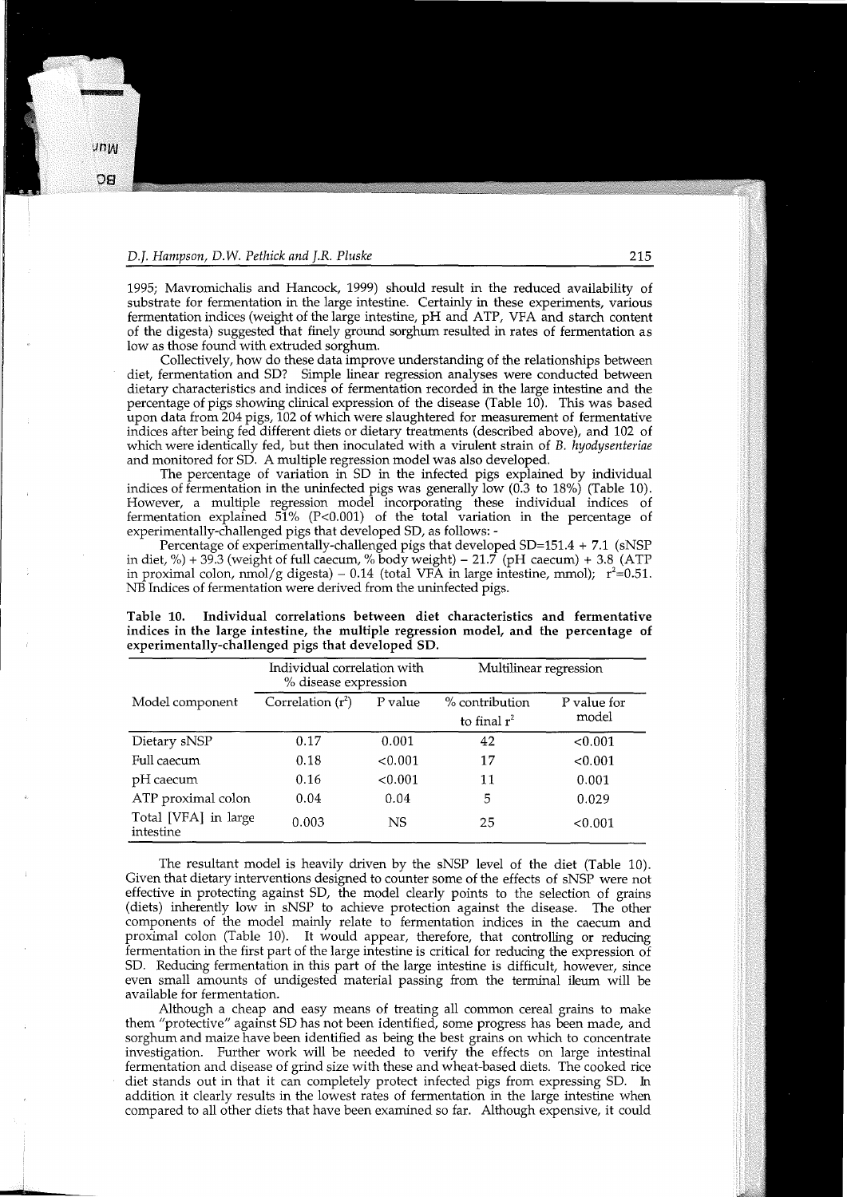1995; Mavromichalis and Hancock, 1999) should result in the reduced availability of substrate for fermentation in the large intestine. Certainly in these experiments, various fermentation indices (weight of the large intestine, pH and ATP, VFA and starch content of the digesta) suggested that finely ground sorghum resulted in rates of fermentation as low as those found with extruded sorghum.

Collectively, how do these data improve understanding of the relationships between diet, fermentation and SD? Simple linear regression analyses were conducted between dietary characteristics and indices of fermentation recorded in the large intestine and the percentage of pigs showing clinical expression of the disease (Table 10). This was based upon data from 204 pigs, 102 of which were slaughtered for measurement of fermentative indices after being fed different diets or dietary treatments (described above), and 102 of which were identically fed, but then inoculated with a virulent strain of *B. hyodysenteriae* and monitored for SD. A multiple regression model was also developed.

The percentage of variation in SD in the infected pigs explained by individual indices of fermentation in the uninfected pigs was generally low (0.3 to 18%) (Table 10). However, a multiple regression model incorporating these individual indices of fermentation explained 51% ($P<0.001$) of the total variation in the percentage of experimentally-challenged pigs that developed SD, as follows: -

Percentage of experimentally-challenged pigs that developed SD=151.4 + 7.1 (sNSP in diet, %) + 39.3 (weight of full caecum, % body weight) – 21.7 (pH caecum) + 3.8 (ATP in proximal colon, nmol/g digesta) – 0.14 (total VFA in large intestine, mmol); $r^2$=0.51. NB Indices of fermentation were derived from the uninfected pigs.

**Table 10. Individual correlations between diet characteristics and fermentative indices in the large intestine, the multiple regression model, and the percentage of experimentally-challenged pigs that developed SD.**

| Model component | Individual correlation with % disease expression | | Multilinear regression | |
|---|---|---|---|---|
| | Correlation ($r^2$) | P value | % contribution to final $r^2$ | P value for model |
| Dietary sNSP | 0.17 | 0.001 | 42 | <0.001 |
| Full caecum | 0.18 | <0.001 | 17 | <0.001 |
| pH caecum | 0.16 | <0.001 | 11 | 0.001 |
| ATP proximal colon | 0.04 | 0.04 | 5 | 0.029 |
| Total [VFA] in large intestine | 0.003 | NS | 25 | <0.001 |

The resultant model is heavily driven by the sNSP level of the diet (Table 10). Given that dietary interventions designed to counter some of the effects of sNSP were not effective in protecting against SD, the model clearly points to the selection of grains (diets) inherently low in sNSP to achieve protection against the disease. The other components of the model mainly relate to fermentation indices in the caecum and proximal colon (Table 10). It would appear, therefore, that controlling or reducing fermentation in the first part of the large intestine is critical for reducing the expression of SD. Reducing fermentation in this part of the large intestine is difficult, however, since even small amounts of undigested material passing from the terminal ileum will be available for fermentation.

Although a cheap and easy means of treating all common cereal grains to make them "protective" against SD has not been identified, some progress has been made, and sorghum and maize have been identified as being the best grains on which to concentrate investigation. Further work will be needed to verify the effects on large intestinal fermentation and disease of grind size with these and wheat-based diets. The cooked rice diet stands out in that it can completely protect infected pigs from expressing SD. In addition it clearly results in the lowest rates of fermentation in the large intestine when compared to all other diets that have been examined so far. Although expensive, it could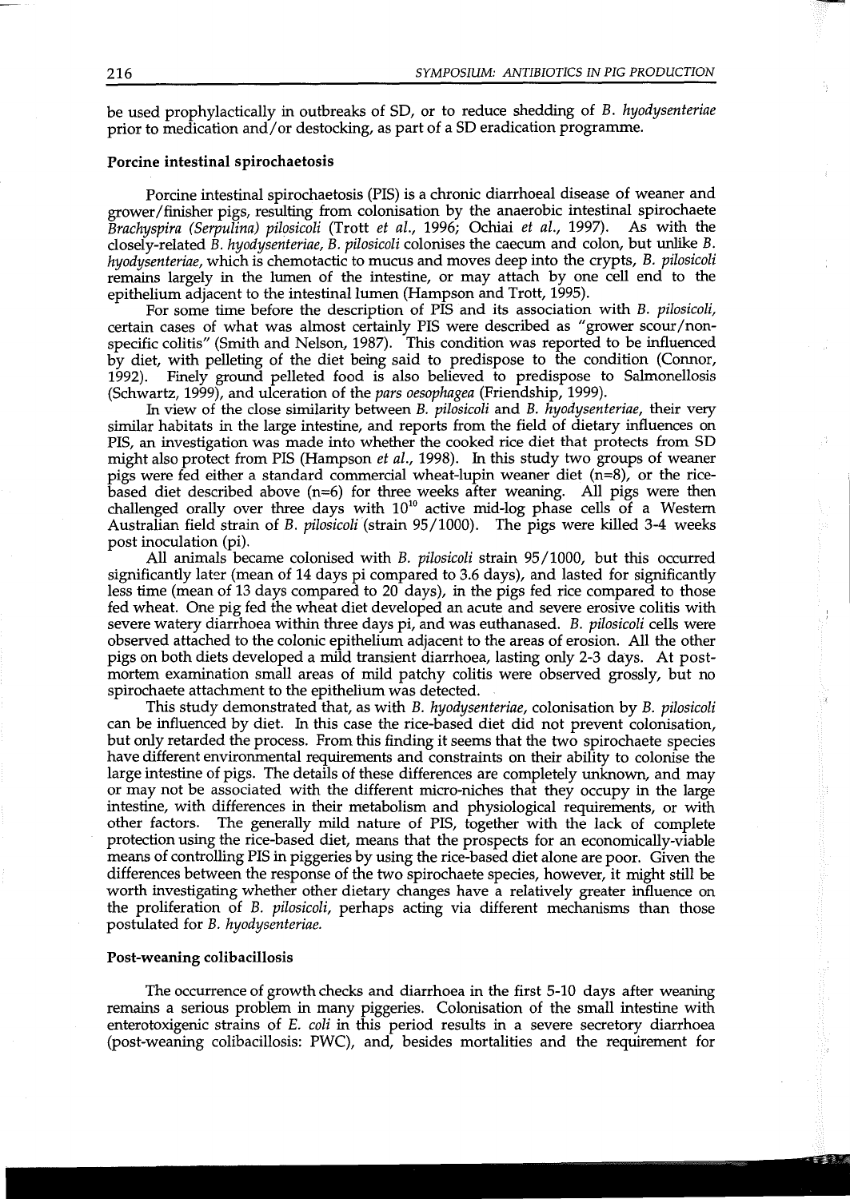be used prophylactically in outbreaks of SD, or to reduce shedding of *B. hyodysenteriae* prior to medication and/or destocking, as part of a SD eradication programme.

### Porcine intestinal spirochaetosis

Porcine intestinal spirochaetosis (PIS) is a chronic diarrhoeal disease of weaner and grower/finisher pigs, resulting from colonisation by the anaerobic intestinal spirochaete *Brachyspira (Serpulina) pilosicoli* (Trott *et al.*, 1996; Ochiai *et al.*, 1997). As with the closely-related *B. hyodysenteriae*, *B. pilosicoli* colonises the caecum and colon, but unlike *B. hyodysenteriae*, which is chemotactic to mucus and moves deep into the crypts, *B. pilosicoli* remains largely in the lumen of the intestine, or may attach by one cell end to the epithelium adjacent to the intestinal lumen (Hampson and Trott, 1995).

For some time before the description of PIS and its association with *B. pilosicoli*, certain cases of what was almost certainly PIS were described as "grower scour/non-specific colitis" (Smith and Nelson, 1987). This condition was reported to be influenced by diet, with pelleting of the diet being said to predispose to the condition (Connor, 1992). Finely ground pelleted food is also believed to predispose to Salmonellosis (Schwartz, 1999), and ulceration of the *pars oesophagea* (Friendship, 1999).

In view of the close similarity between *B. pilosicoli* and *B. hyodysenteriae*, their very similar habitats in the large intestine, and reports from the field of dietary influences on PIS, an investigation was made into whether the cooked rice diet that protects from SD might also protect from PIS (Hampson *et al.*, 1998). In this study two groups of weaner pigs were fed either a standard commercial wheat-lupin weaner diet (n=8), or the rice-based diet described above (n=6) for three weeks after weaning. All pigs were then challenged orally over three days with $10^{10}$ active mid-log phase cells of a Western Australian field strain of *B. pilosicoli* (strain 95/1000). The pigs were killed 3-4 weeks post inoculation (pi).

All animals became colonised with *B. pilosicoli* strain 95/1000, but this occurred significantly later (mean of 14 days pi compared to 3.6 days), and lasted for significantly less time (mean of 13 days compared to 20 days), in the pigs fed rice compared to those fed wheat. One pig fed the wheat diet developed an acute and severe erosive colitis with severe watery diarrhoea within three days pi, and was euthanased. *B. pilosicoli* cells were observed attached to the colonic epithelium adjacent to the areas of erosion. All the other pigs on both diets developed a mild transient diarrhoea, lasting only 2-3 days. At post-mortem examination small areas of mild patchy colitis were observed grossly, but no spirochaete attachment to the epithelium was detected.

This study demonstrated that, as with *B. hyodysenteriae*, colonisation by *B. pilosicoli* can be influenced by diet. In this case the rice-based diet did not prevent colonisation, but only retarded the process. From this finding it seems that the two spirochaete species have different environmental requirements and constraints on their ability to colonise the large intestine of pigs. The details of these differences are completely unknown, and may or may not be associated with the different micro-niches that they occupy in the large intestine, with differences in their metabolism and physiological requirements, or with other factors. The generally mild nature of PIS, together with the lack of complete protection using the rice-based diet, means that the prospects for an economically-viable means of controlling PIS in piggeries by using the rice-based diet alone are poor. Given the differences between the response of the two spirochaete species, however, it might still be worth investigating whether other dietary changes have a relatively greater influence on the proliferation of *B. pilosicoli*, perhaps acting via different mechanisms than those postulated for *B. hyodysenteriae*.

### Post-weaning colibacillosis

The occurrence of growth checks and diarrhoea in the first 5-10 days after weaning remains a serious problem in many piggeries. Colonisation of the small intestine with enterotoxigenic strains of *E. coli* in this period results in a severe secretory diarrhoea (post-weaning colibacillosis: PWC), and, besides mortalities and the requirement for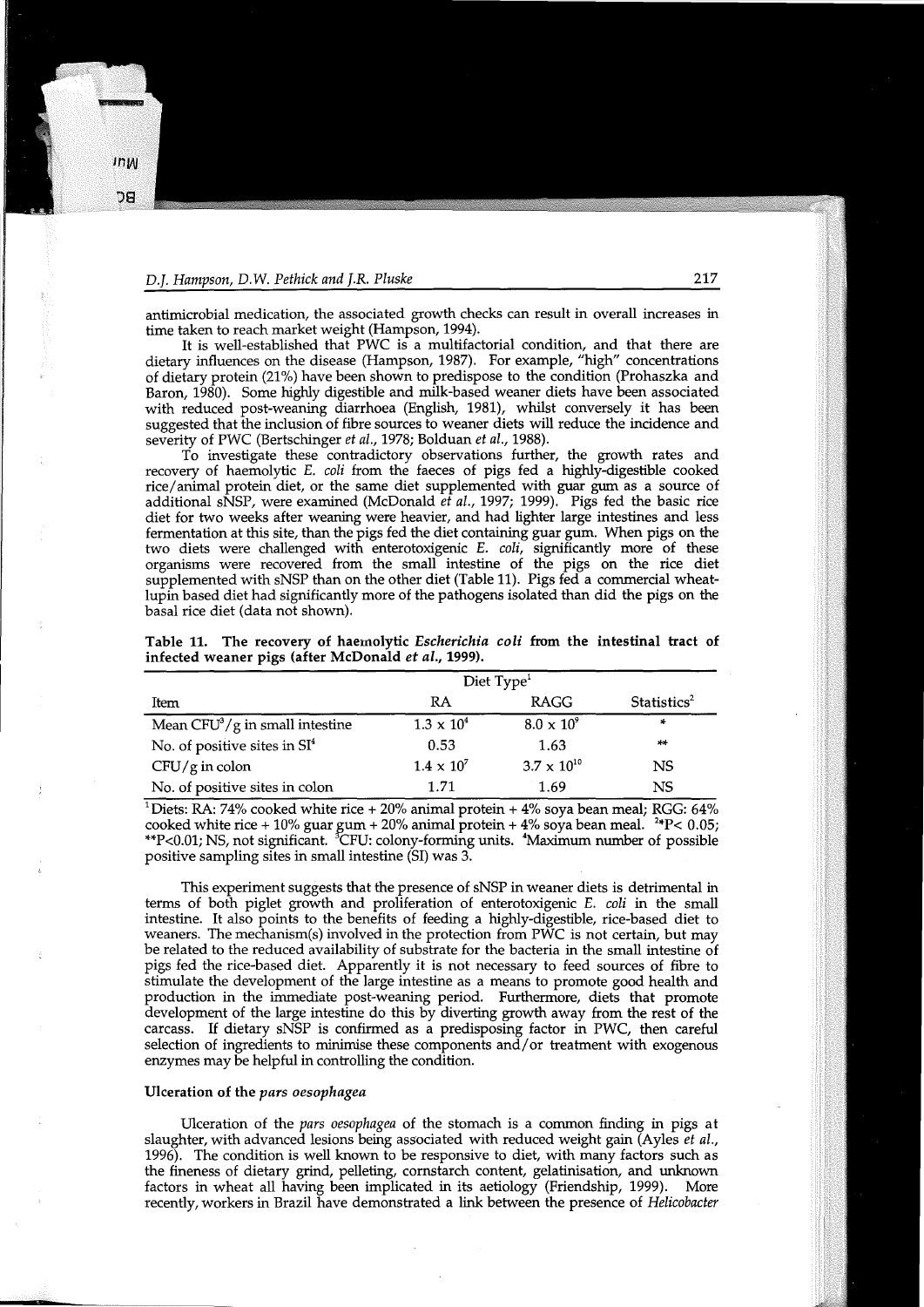antimicrobial medication, the associated growth checks can result in overall increases in time taken to reach market weight (Hampson, 1994).

It is well-established that PWC is a multifactorial condition, and that there are dietary influences on the disease (Hampson, 1987). For example, "high" concentrations of dietary protein (21%) have been shown to predispose to the condition (Prohaszka and Baron, 1980). Some highly digestible and milk-based weaner diets have been associated with reduced post-weaning diarrhoea (English, 1981), whilst conversely it has been suggested that the inclusion of fibre sources to weaner diets will reduce the incidence and severity of PWC (Bertschinger *et al.*, 1978; Bolduan *et al.*, 1988).

To investigate these contradictory observations further, the growth rates and recovery of haemolytic *E. coli* from the faeces of pigs fed a highly-digestible cooked rice/animal protein diet, or the same diet supplemented with guar gum as a source of additional sNSP, were examined (McDonald *et al.*, 1997; 1999). Pigs fed the basic rice diet for two weeks after weaning were heavier, and had lighter large intestines and less fermentation at this site, than the pigs fed the diet containing guar gum. When pigs on the two diets were challenged with enterotoxigenic *E. coli*, significantly more of these organisms were recovered from the small intestine of the pigs on the rice diet supplemented with sNSP than on the other diet (Table 11). Pigs fed a commercial wheat-lupin based diet had significantly more of the pathogens isolated than did the pigs on the basal rice diet (data not shown).

**Table 11. The recovery of haemolytic *Escherichia coli* from the intestinal tract of infected weaner pigs (after McDonald *et al.*, 1999).**

| | Diet Type[1] | | |
|---|---|---|---|
| Item | RA | RAGG | Statistics[2] |
| Mean CFU[3]/g in small intestine | $1.3 \times 10^4$ | $8.0 \times 10^9$ | * |
| No. of positive sites in SI[4] | 0.53 | 1.63 | ** |
| CFU/g in colon | $1.4 \times 10^7$ | $3.7 \times 10^{10}$ | NS |
| No. of positive sites in colon | 1.71 | 1.69 | NS |

[1]Diets: RA: 74% cooked white rice + 20% animal protein + 4% soya bean meal; RGG: 64% cooked white rice + 10% guar gum + 20% animal protein + 4% soya bean meal. [2]*P< 0.05; **P<0.01; NS, not significant. [3]CFU: colony-forming units. [4]Maximum number of possible positive sampling sites in small intestine (SI) was 3.

This experiment suggests that the presence of sNSP in weaner diets is detrimental in terms of both piglet growth and proliferation of enterotoxigenic *E. coli* in the small intestine. It also points to the benefits of feeding a highly-digestible, rice-based diet to weaners. The mechanism(s) involved in the protection from PWC is not certain, but may be related to the reduced availability of substrate for the bacteria in the small intestine of pigs fed the rice-based diet. Apparently it is not necessary to feed sources of fibre to stimulate the development of the large intestine as a means to promote good health and production in the immediate post-weaning period. Furthermore, diets that promote development of the large intestine do this by diverting growth away from the rest of the carcass. If dietary sNSP is confirmed as a predisposing factor in PWC, then careful selection of ingredients to minimise these components and/or treatment with exogenous enzymes may be helpful in controlling the condition.

### Ulceration of the *pars oesophagea*

Ulceration of the *pars oesophagea* of the stomach is a common finding in pigs at slaughter, with advanced lesions being associated with reduced weight gain (Ayles *et al.*, 1996). The condition is well known to be responsive to diet, with many factors such as the fineness of dietary grind, pelleting, cornstarch content, gelatinisation, and unknown factors in wheat all having been implicated in its aetiology (Friendship, 1999). More recently, workers in Brazil have demonstrated a link between the presence of *Helicobacter*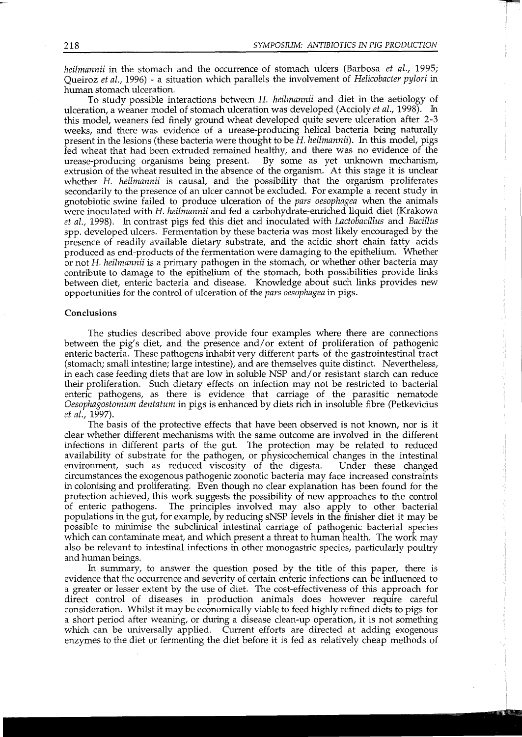*heilmannii* in the stomach and the occurrence of stomach ulcers (Barbosa *et al.*, 1995; Queiroz *et al.*, 1996) - a situation which parallels the involvement of *Helicobacter pylori* in human stomach ulceration.

To study possible interactions between *H. heilmannii* and diet in the aetiology of ulceration, a weaner model of stomach ulceration was developed (Accioly *et al.*, 1998). In this model, weaners fed finely ground wheat developed quite severe ulceration after 2-3 weeks, and there was evidence of a urease-producing helical bacteria being naturally present in the lesions (these bacteria were thought to be *H. heilmannii*). In this model, pigs fed wheat that had been extruded remained healthy, and there was no evidence of the urease-producing organisms being present. By some as yet unknown mechanism, extrusion of the wheat resulted in the absence of the organism. At this stage it is unclear whether *H. heilmannii* is causal, and the possibility that the organism proliferates secondarily to the presence of an ulcer cannot be excluded. For example a recent study in gnotobiotic swine failed to produce ulceration of the *pars oesophagea* when the animals were inoculated with *H. heilmannii* and fed a carbohydrate-enriched liquid diet (Krakowa *et al.*, 1998). In contrast pigs fed this diet and inoculated with *Lactobacillus* and *Bacillus* spp. developed ulcers. Fermentation by these bacteria was most likely encouraged by the presence of readily available dietary substrate, and the acidic short chain fatty acids produced as end-products of the fermentation were damaging to the epithelium. Whether or not *H. heilmannii* is a primary pathogen in the stomach, or whether other bacteria may contribute to damage to the epithelium of the stomach, both possibilities provide links between diet, enteric bacteria and disease. Knowledge about such links provides new opportunities for the control of ulceration of the *pars oesophagea* in pigs.

## Conclusions

The studies described above provide four examples where there are connections between the pig's diet, and the presence and/or extent of proliferation of pathogenic enteric bacteria. These pathogens inhabit very different parts of the gastrointestinal tract (stomach; small intestine; large intestine), and are themselves quite distinct. Nevertheless, in each case feeding diets that are low in soluble NSP and/or resistant starch can reduce their proliferation. Such dietary effects on infection may not be restricted to bacterial enteric pathogens, as there is evidence that carriage of the parasitic nematode *Oesophagostomum dentatum* in pigs is enhanced by diets rich in insoluble fibre (Petkevicius *et al.*, 1997).

The basis of the protective effects that have been observed is not known, nor is it clear whether different mechanisms with the same outcome are involved in the different infections in different parts of the gut. The protection may be related to reduced availability of substrate for the pathogen, or physicochemical changes in the intestinal environment, such as reduced viscosity of the digesta. Under these changed circumstances the exogenous pathogenic zoonotic bacteria may face increased constraints in colonising and proliferating. Even though no clear explanation has been found for the protection achieved, this work suggests the possibility of new approaches to the control of enteric pathogens. The principles involved may also apply to other bacterial populations in the gut, for example, by reducing sNSP levels in the finisher diet it may be possible to minimise the subclinical intestinal carriage of pathogenic bacterial species which can contaminate meat, and which present a threat to human health. The work may also be relevant to intestinal infections in other monogastric species, particularly poultry and human beings.

In summary, to answer the question posed by the title of this paper, there is evidence that the occurrence and severity of certain enteric infections can be influenced to a greater or lesser extent by the use of diet. The cost-effectiveness of this approach for direct control of diseases in production animals does however require careful consideration. Whilst it may be economically viable to feed highly refined diets to pigs for a short period after weaning, or during a disease clean-up operation, it is not something which can be universally applied. Current efforts are directed at adding exogenous enzymes to the diet or fermenting the diet before it is fed as relatively cheap methods of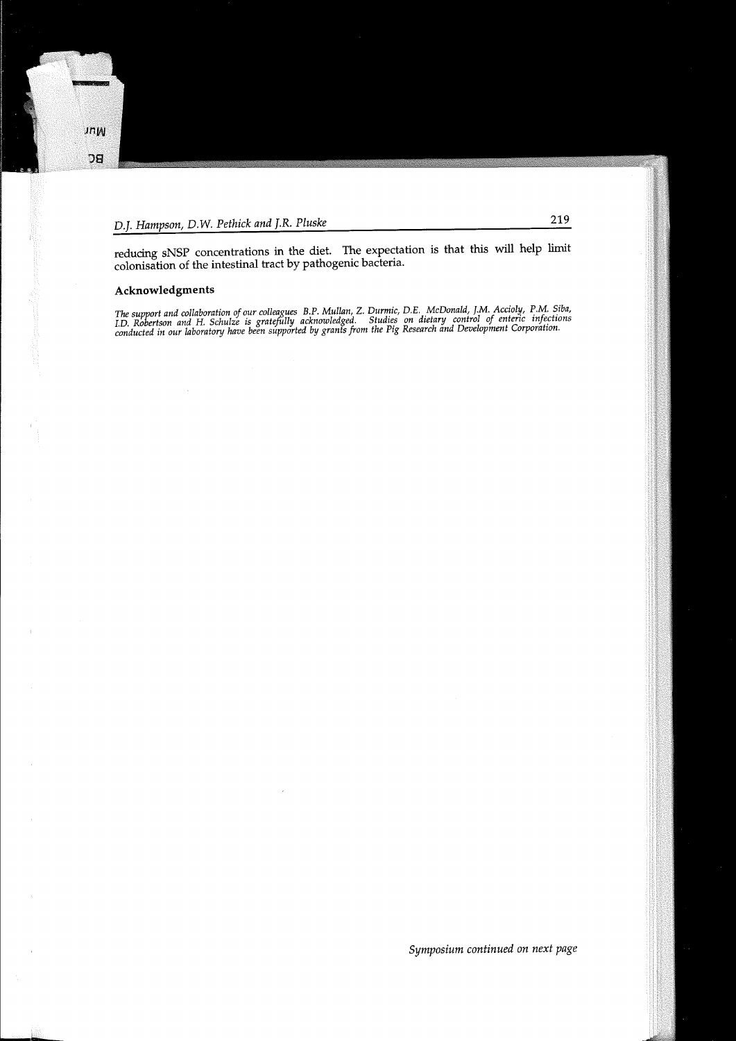reducing sNSP concentrations in the diet. The expectation is that this will help limit colonisation of the intestinal tract by pathogenic bacteria.

### Acknowledgments

*The support and collaboration of our colleagues B.P. Mullan, Z. Durmic, D.E. McDonald, J.M. Accioly, P.M. Siba, I.D. Robertson and H. Schulze is gratefully acknowledged. Studies on dietary control of enteric infections conducted in our laboratory have been supported by grants from the Pig Research and Development Corporation.*

*Symposium continued on next page*